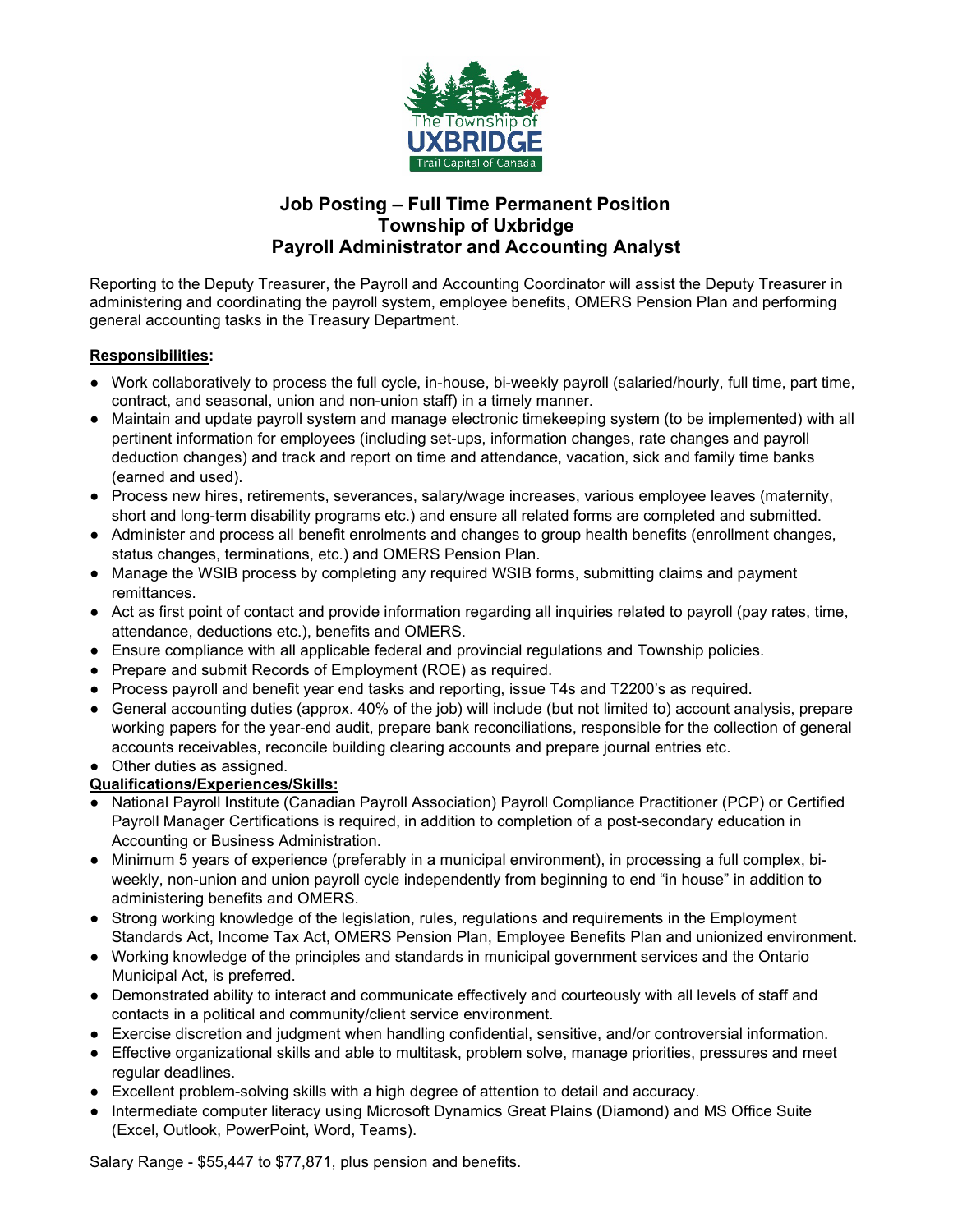# Job Posting – Full Time Permanent Position
# Township of Uxbridge
# Payroll Administrator and Accounting Analyst

Reporting to the Deputy Treasurer, the Payroll and Accounting Coordinator will assist the Deputy Treasurer in administering and coordinating the payroll system, employee benefits, OMERS Pension Plan and performing general accounting tasks in the Treasury Department.

## Responsibilities:

- Work collaboratively to process the full cycle, in-house, bi-weekly payroll (salaried/hourly, full time, part time, contract, and seasonal, union and non-union staff) in a timely manner.
- Maintain and update payroll system and manage electronic timekeeping system (to be implemented) with all pertinent information for employees (including set-ups, information changes, rate changes and payroll deduction changes) and track and report on time and attendance, vacation, sick and family time banks (earned and used).
- Process new hires, retirements, severances, salary/wage increases, various employee leaves (maternity, short and long-term disability programs etc.) and ensure all related forms are completed and submitted.
- Administer and process all benefit enrolments and changes to group health benefits (enrollment changes, status changes, terminations, etc.) and OMERS Pension Plan.
- Manage the WSIB process by completing any required WSIB forms, submitting claims and payment remittances.
- Act as first point of contact and provide information regarding all inquiries related to payroll (pay rates, time, attendance, deductions etc.), benefits and OMERS.
- Ensure compliance with all applicable federal and provincial regulations and Township policies.
- Prepare and submit Records of Employment (ROE) as required.
- Process payroll and benefit year end tasks and reporting, issue T4s and T2200's as required.
- General accounting duties (approx. 40% of the job) will include (but not limited to) account analysis, prepare working papers for the year-end audit, prepare bank reconciliations, responsible for the collection of general accounts receivables, reconcile building clearing accounts and prepare journal entries etc.
- Other duties as assigned.

## Qualifications/Experiences/Skills:

- National Payroll Institute (Canadian Payroll Association) Payroll Compliance Practitioner (PCP) or Certified Payroll Manager Certifications is required, in addition to completion of a post-secondary education in Accounting or Business Administration.
- Minimum 5 years of experience (preferably in a municipal environment), in processing a full complex, bi-weekly, non-union and union payroll cycle independently from beginning to end "in house" in addition to administering benefits and OMERS.
- Strong working knowledge of the legislation, rules, regulations and requirements in the Employment Standards Act, Income Tax Act, OMERS Pension Plan, Employee Benefits Plan and unionized environment.
- Working knowledge of the principles and standards in municipal government services and the Ontario Municipal Act, is preferred.
- Demonstrated ability to interact and communicate effectively and courteously with all levels of staff and contacts in a political and community/client service environment.
- Exercise discretion and judgment when handling confidential, sensitive, and/or controversial information.
- Effective organizational skills and able to multitask, problem solve, manage priorities, pressures and meet regular deadlines.
- Excellent problem-solving skills with a high degree of attention to detail and accuracy.
- Intermediate computer literacy using Microsoft Dynamics Great Plains (Diamond) and MS Office Suite (Excel, Outlook, PowerPoint, Word, Teams).

Salary Range - $55,447 to $77,871, plus pension and benefits.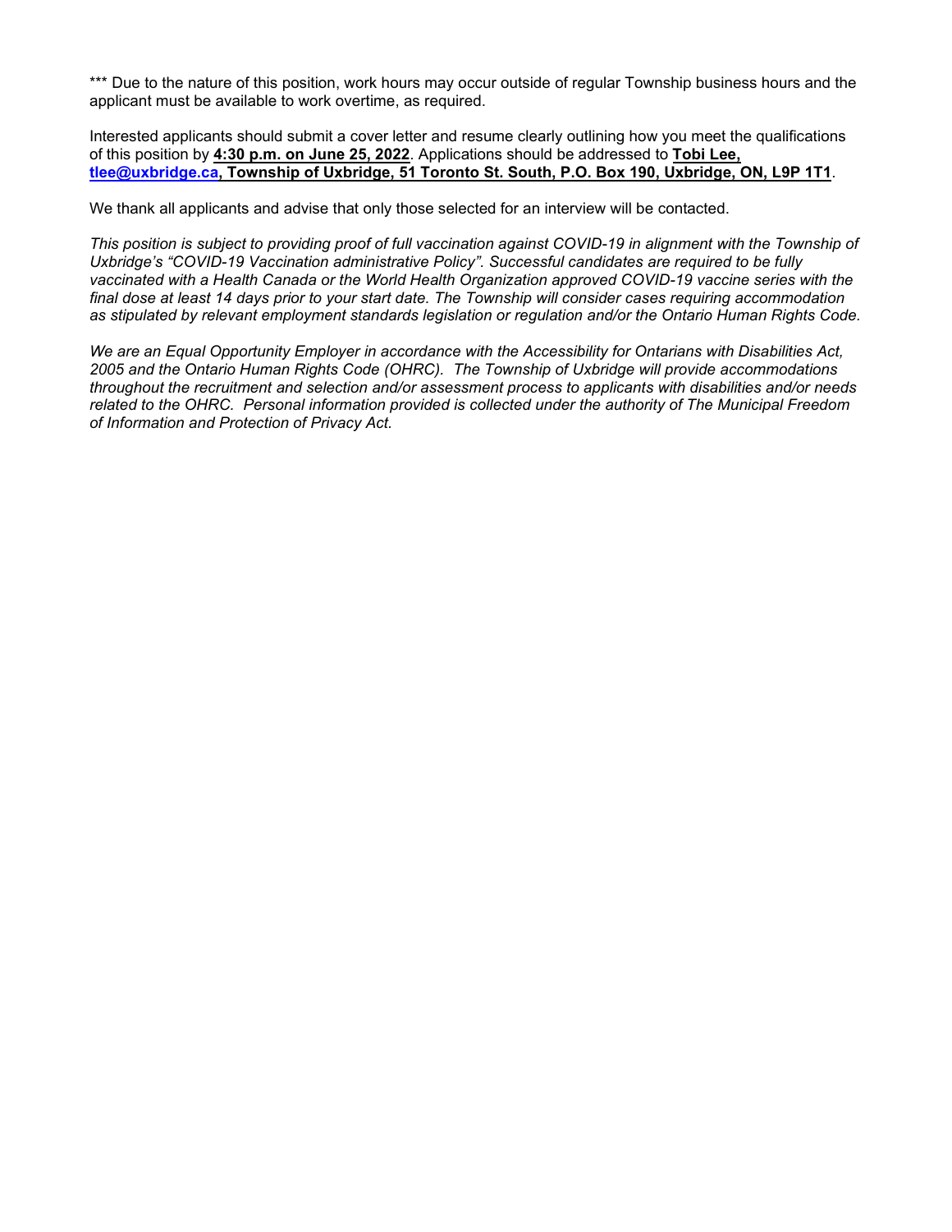*** Due to the nature of this position, work hours may occur outside of regular Township business hours and the applicant must be available to work overtime, as required.

Interested applicants should submit a cover letter and resume clearly outlining how you meet the qualifications of this position by **4:30 p.m. on June 25, 2022**. Applications should be addressed to **Tobi Lee, tlee@uxbridge.ca, Township of Uxbridge, 51 Toronto St. South, P.O. Box 190, Uxbridge, ON, L9P 1T1**.

We thank all applicants and advise that only those selected for an interview will be contacted.

*This position is subject to providing proof of full vaccination against COVID-19 in alignment with the Township of Uxbridge's "COVID-19 Vaccination administrative Policy". Successful candidates are required to be fully vaccinated with a Health Canada or the World Health Organization approved COVID-19 vaccine series with the final dose at least 14 days prior to your start date. The Township will consider cases requiring accommodation as stipulated by relevant employment standards legislation or regulation and/or the Ontario Human Rights Code.*

*We are an Equal Opportunity Employer in accordance with the Accessibility for Ontarians with Disabilities Act, 2005 and the Ontario Human Rights Code (OHRC). The Township of Uxbridge will provide accommodations throughout the recruitment and selection and/or assessment process to applicants with disabilities and/or needs related to the OHRC. Personal information provided is collected under the authority of The Municipal Freedom of Information and Protection of Privacy Act.*